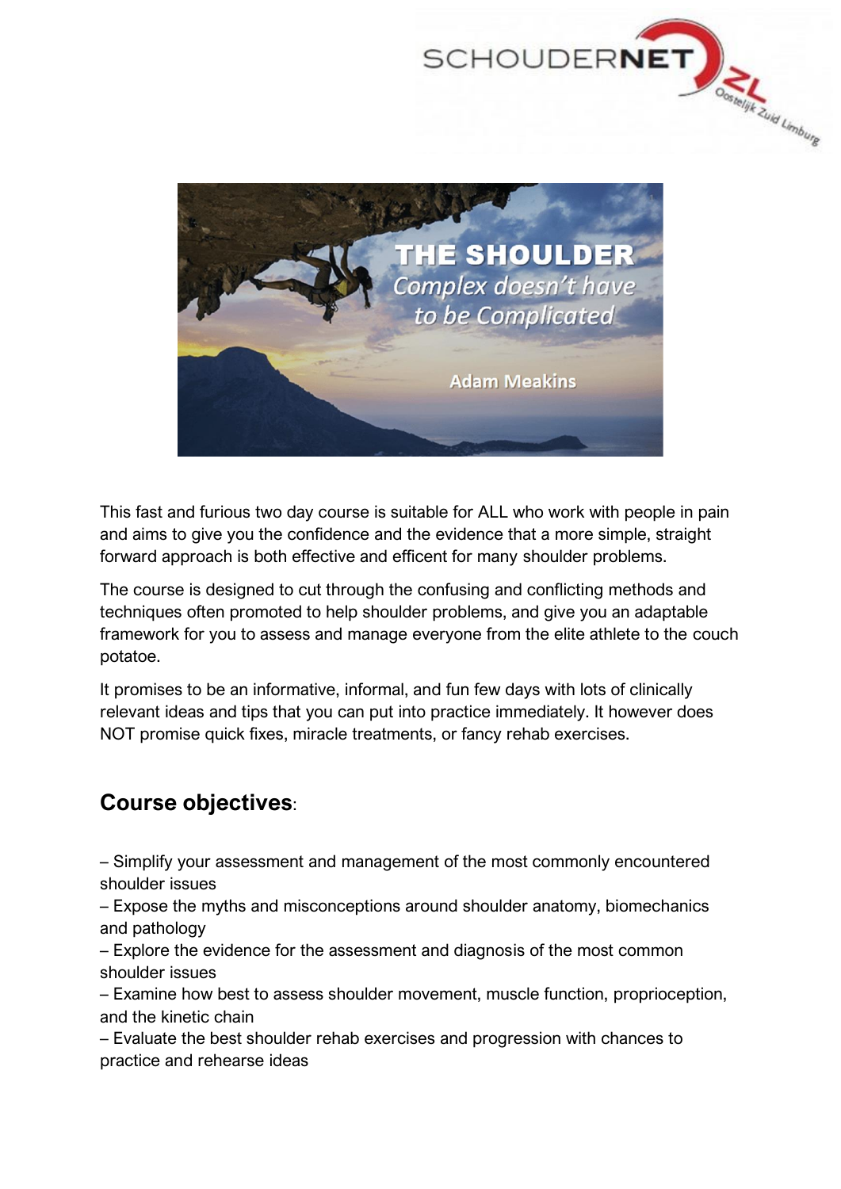This fast and furious two day course is suitable for ALL who work with people in pain and aims to give you the confidence and the evidence that a more simple, straight forward approach is both effective and efficent for many shoulder problems.

The course is designed to cut through the confusing and conflicting methods and techniques often promoted to help shoulder problems, and give you an adaptable framework for you to assess and manage everyone from the elite athlete to the couch potatoe.

It promises to be an informative, informal, and fun few days with lots of clinically relevant ideas and tips that you can put into practice immediately. It however does NOT promise quick fixes, miracle treatments, or fancy rehab exercises.

## Course objectives:

– Simplify your assessment and management of the most commonly encountered shoulder issues
– Expose the myths and misconceptions around shoulder anatomy, biomechanics and pathology
– Explore the evidence for the assessment and diagnosis of the most common shoulder issues
– Examine how best to assess shoulder movement, muscle function, proprioception, and the kinetic chain
– Evaluate the best shoulder rehab exercises and progression with chances to practice and rehearse ideas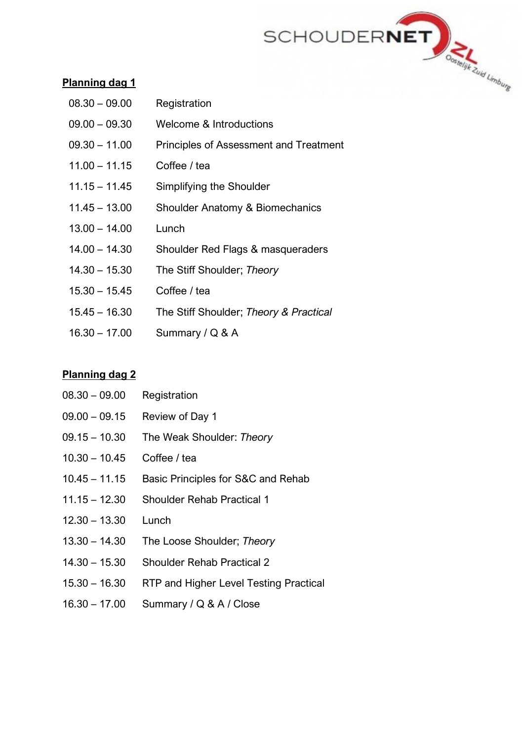SCHOUDERNET ZL Oostelijk Zuid Limburg

**Planning dag 1**

| | |
|---|---|
| 08.30 – 09.00 | Registration |
| 09.00 – 09.30 | Welcome & Introductions |
| 09.30 – 11.00 | Principles of Assessment and Treatment |
| 11.00 – 11.15 | Coffee / tea |
| 11.15 – 11.45 | Simplifying the Shoulder |
| 11.45 – 13.00 | Shoulder Anatomy & Biomechanics |
| 13.00 – 14.00 | Lunch |
| 14.00 – 14.30 | Shoulder Red Flags & masqueraders |
| 14.30 – 15.30 | The Stiff Shoulder; *Theory* |
| 15.30 – 15.45 | Coffee / tea |
| 15.45 – 16.30 | The Stiff Shoulder; *Theory & Practical* |
| 16.30 – 17.00 | Summary / Q & A |

**Planning dag 2**

| | |
|---|---|
| 08.30 – 09.00 | Registration |
| 09.00 – 09.15 | Review of Day 1 |
| 09.15 – 10.30 | The Weak Shoulder: *Theory* |
| 10.30 – 10.45 | Coffee / tea |
| 10.45 – 11.15 | Basic Principles for S&C and Rehab |
| 11.15 – 12.30 | Shoulder Rehab Practical 1 |
| 12.30 – 13.30 | Lunch |
| 13.30 – 14.30 | The Loose Shoulder; *Theory* |
| 14.30 – 15.30 | Shoulder Rehab Practical 2 |
| 15.30 – 16.30 | RTP and Higher Level Testing Practical |
| 16.30 – 17.00 | Summary / Q & A / Close |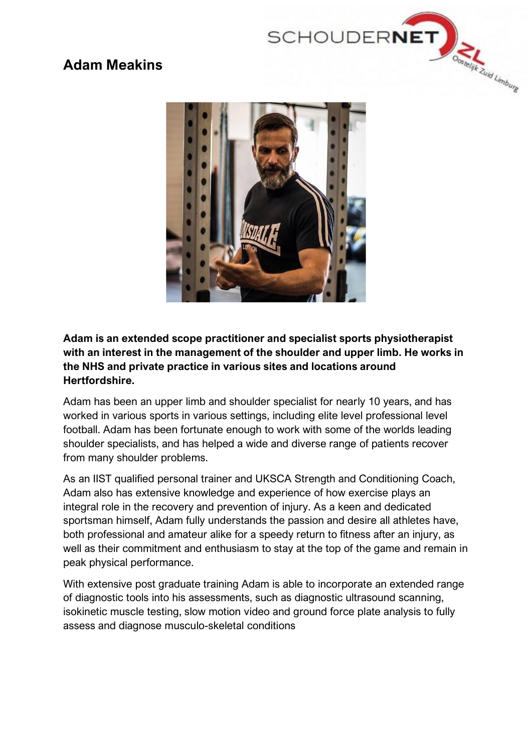# Adam Meakins

**Adam is an extended scope practitioner and specialist sports physiotherapist with an interest in the management of the shoulder and upper limb. He works in the NHS and private practice in various sites and locations around Hertfordshire.**

Adam has been an upper limb and shoulder specialist for nearly 10 years, and has worked in various sports in various settings, including elite level professional level football. Adam has been fortunate enough to work with some of the worlds leading shoulder specialists, and has helped a wide and diverse range of patients recover from many shoulder problems.

As an IIST qualified personal trainer and UKSCA Strength and Conditioning Coach, Adam also has extensive knowledge and experience of how exercise plays an integral role in the recovery and prevention of injury. As a keen and dedicated sportsman himself, Adam fully understands the passion and desire all athletes have, both professional and amateur alike for a speedy return to fitness after an injury, as well as their commitment and enthusiasm to stay at the top of the game and remain in peak physical performance.

With extensive post graduate training Adam is able to incorporate an extended range of diagnostic tools into his assessments, such as diagnostic ultrasound scanning, isokinetic muscle testing, slow motion video and ground force plate analysis to fully assess and diagnose musculo-skeletal conditions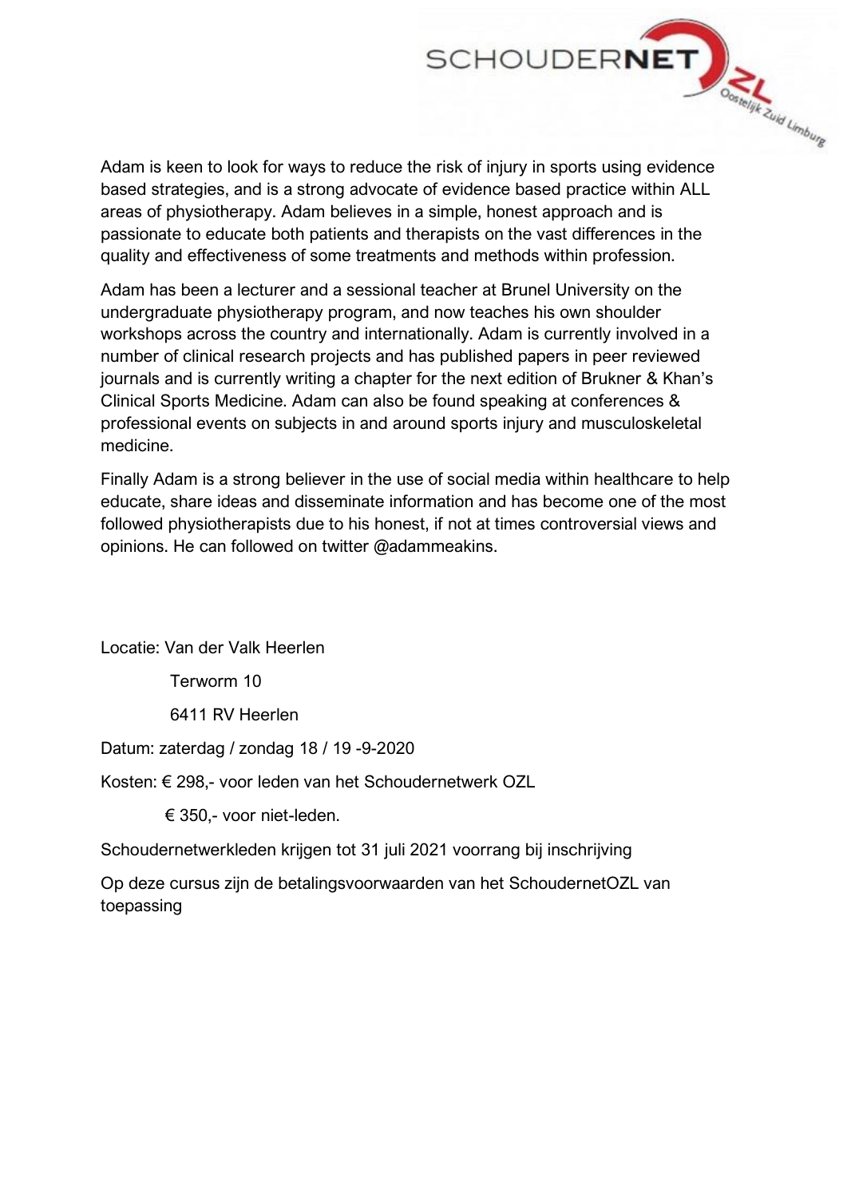Adam is keen to look for ways to reduce the risk of injury in sports using evidence based strategies, and is a strong advocate of evidence based practice within ALL areas of physiotherapy. Adam believes in a simple, honest approach and is passionate to educate both patients and therapists on the vast differences in the quality and effectiveness of some treatments and methods within profession.

Adam has been a lecturer and a sessional teacher at Brunel University on the undergraduate physiotherapy program, and now teaches his own shoulder workshops across the country and internationally. Adam is currently involved in a number of clinical research projects and has published papers in peer reviewed journals and is currently writing a chapter for the next edition of Brukner & Khan's Clinical Sports Medicine. Adam can also be found speaking at conferences & professional events on subjects in and around sports injury and musculoskeletal medicine.

Finally Adam is a strong believer in the use of social media within healthcare to help educate, share ideas and disseminate information and has become one of the most followed physiotherapists due to his honest, if not at times controversial views and opinions. He can followed on twitter @adammeakins.

Locatie: Van der Valk Heerlen

Terworm 10

6411 RV Heerlen

Datum: zaterdag / zondag 18 / 19 -9-2020

Kosten: € 298,- voor leden van het Schoudernetwerk OZL

€ 350,- voor niet-leden.

Schoudernetwerkleden krijgen tot 31 juli 2021 voorrang bij inschrijving

Op deze cursus zijn de betalingsvoorwaarden van het SchoudernetOZL van toepassing